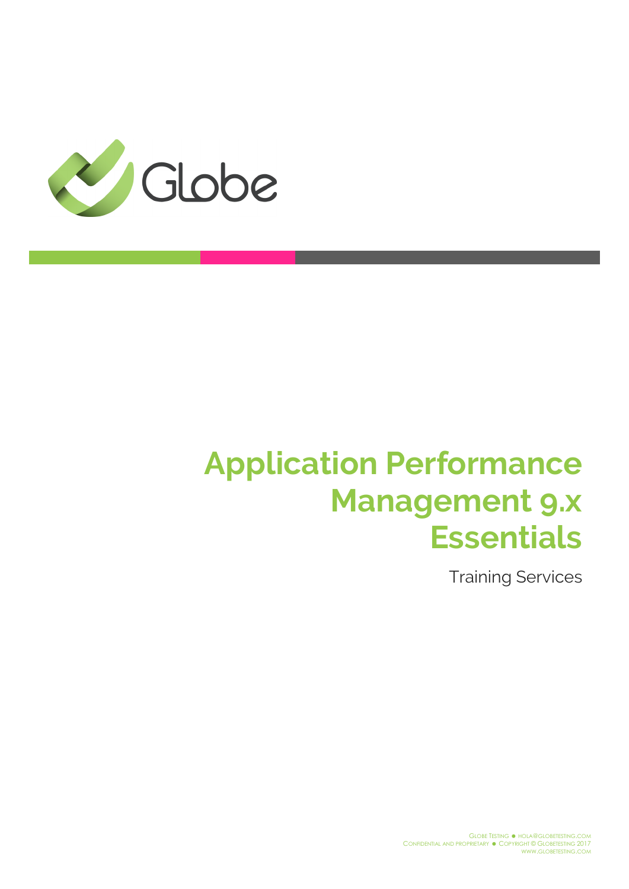Globe

# Application Performance Management 9.x Essentials

Training Services

Globe Testing ● hola@globetesting.com
Confidential and proprietary ● Copyright © Globetesting 2017
www.globetesting.com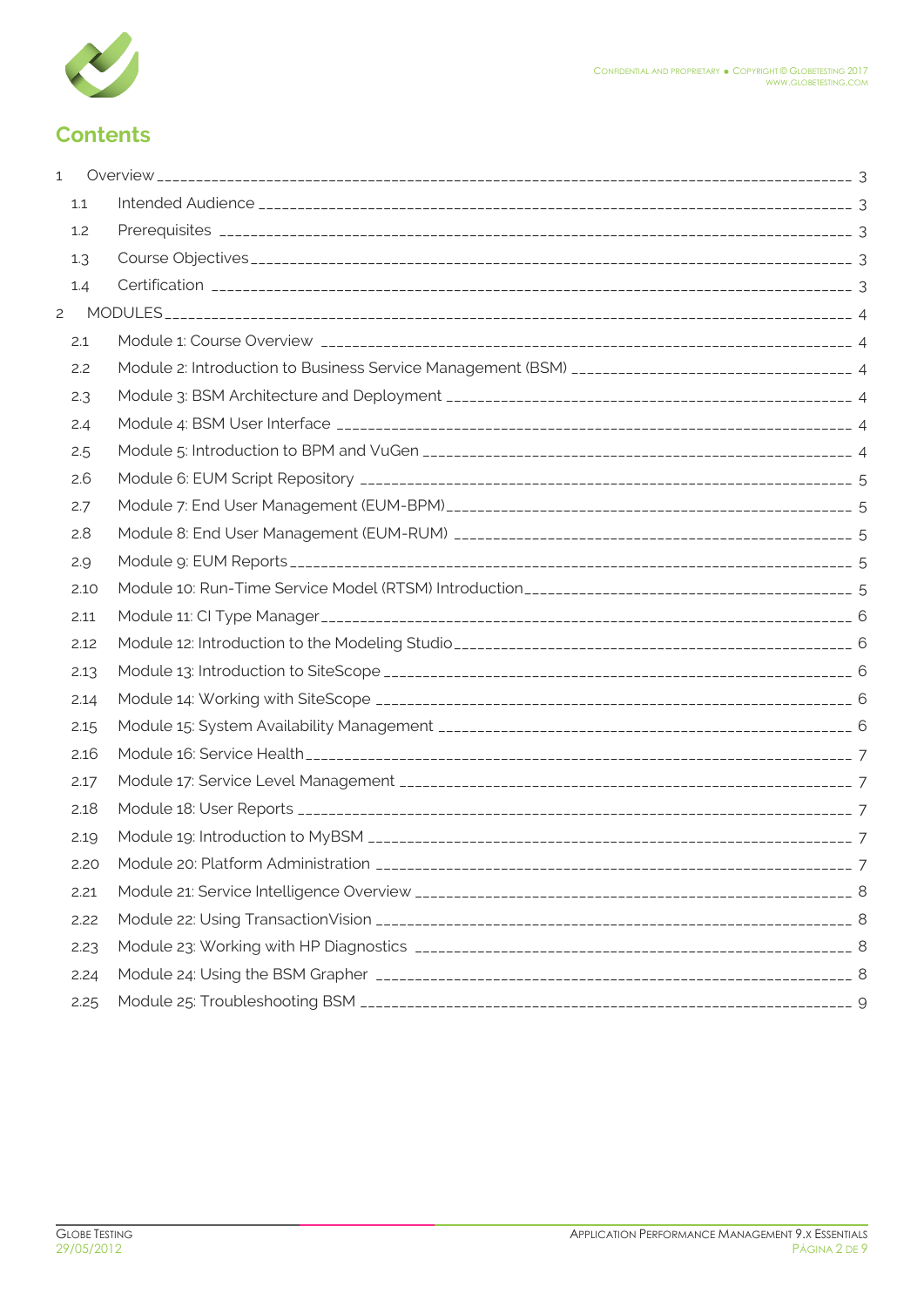# Contents

1 Overview ______ 3
  1.1 Intended Audience ______ 3
  1.2 Prerequisites ______ 3
  1.3 Course Objectives ______ 3
  1.4 Certification ______ 3
2 MODULES ______ 4
  2.1 Module 1: Course Overview ______ 4
  2.2 Module 2: Introduction to Business Service Management (BSM) ______ 4
  2.3 Module 3: BSM Architecture and Deployment ______ 4
  2.4 Module 4: BSM User Interface ______ 4
  2.5 Module 5: Introduction to BPM and VuGen ______ 4
  2.6 Module 6: EUM Script Repository ______ 5
  2.7 Module 7: End User Management (EUM-BPM) ______ 5
  2.8 Module 8: End User Management (EUM-RUM) ______ 5
  2.9 Module 9: EUM Reports ______ 5
  2.10 Module 10: Run-Time Service Model (RTSM) Introduction ______ 5
  2.11 Module 11: CI Type Manager ______ 6
  2.12 Module 12: Introduction to the Modeling Studio ______ 6
  2.13 Module 13: Introduction to SiteScope ______ 6
  2.14 Module 14: Working with SiteScope ______ 6
  2.15 Module 15: System Availability Management ______ 6
  2.16 Module 16: Service Health ______ 7
  2.17 Module 17: Service Level Management ______ 7
  2.18 Module 18: User Reports ______ 7
  2.19 Module 19: Introduction to MyBSM ______ 7
  2.20 Module 20: Platform Administration ______ 7
  2.21 Module 21: Service Intelligence Overview ______ 8
  2.22 Module 22: Using TransactionVision ______ 8
  2.23 Module 23: Working with HP Diagnostics ______ 8
  2.24 Module 24: Using the BSM Grapher ______ 8
  2.25 Module 25: Troubleshooting BSM ______ 9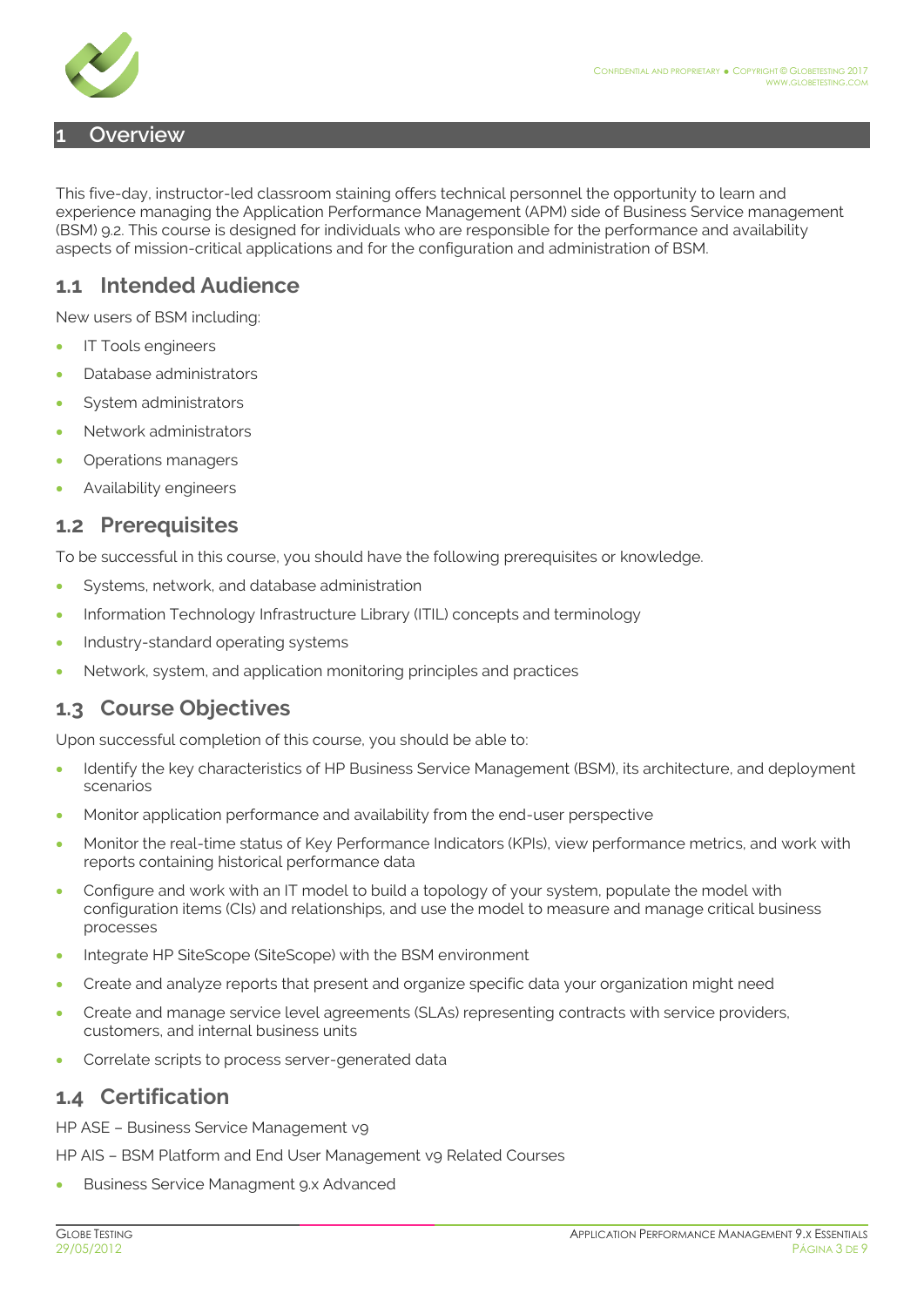# 1 Overview

This five-day, instructor-led classroom staining offers technical personnel the opportunity to learn and experience managing the Application Performance Management (APM) side of Business Service management (BSM) 9.2. This course is designed for individuals who are responsible for the performance and availability aspects of mission-critical applications and for the configuration and administration of BSM.

## 1.1 Intended Audience

New users of BSM including:

- IT Tools engineers
- Database administrators
- System administrators
- Network administrators
- Operations managers
- Availability engineers

## 1.2 Prerequisites

To be successful in this course, you should have the following prerequisites or knowledge.

- Systems, network, and database administration
- Information Technology Infrastructure Library (ITIL) concepts and terminology
- Industry-standard operating systems
- Network, system, and application monitoring principles and practices

## 1.3 Course Objectives

Upon successful completion of this course, you should be able to:

- Identify the key characteristics of HP Business Service Management (BSM), its architecture, and deployment scenarios
- Monitor application performance and availability from the end-user perspective
- Monitor the real-time status of Key Performance Indicators (KPIs), view performance metrics, and work with reports containing historical performance data
- Configure and work with an IT model to build a topology of your system, populate the model with configuration items (CIs) and relationships, and use the model to measure and manage critical business processes
- Integrate HP SiteScope (SiteScope) with the BSM environment
- Create and analyze reports that present and organize specific data your organization might need
- Create and manage service level agreements (SLAs) representing contracts with service providers, customers, and internal business units
- Correlate scripts to process server-generated data

## 1.4 Certification

HP ASE – Business Service Management v9

HP AIS – BSM Platform and End User Management v9 Related Courses

- Business Service Managment 9.x Advanced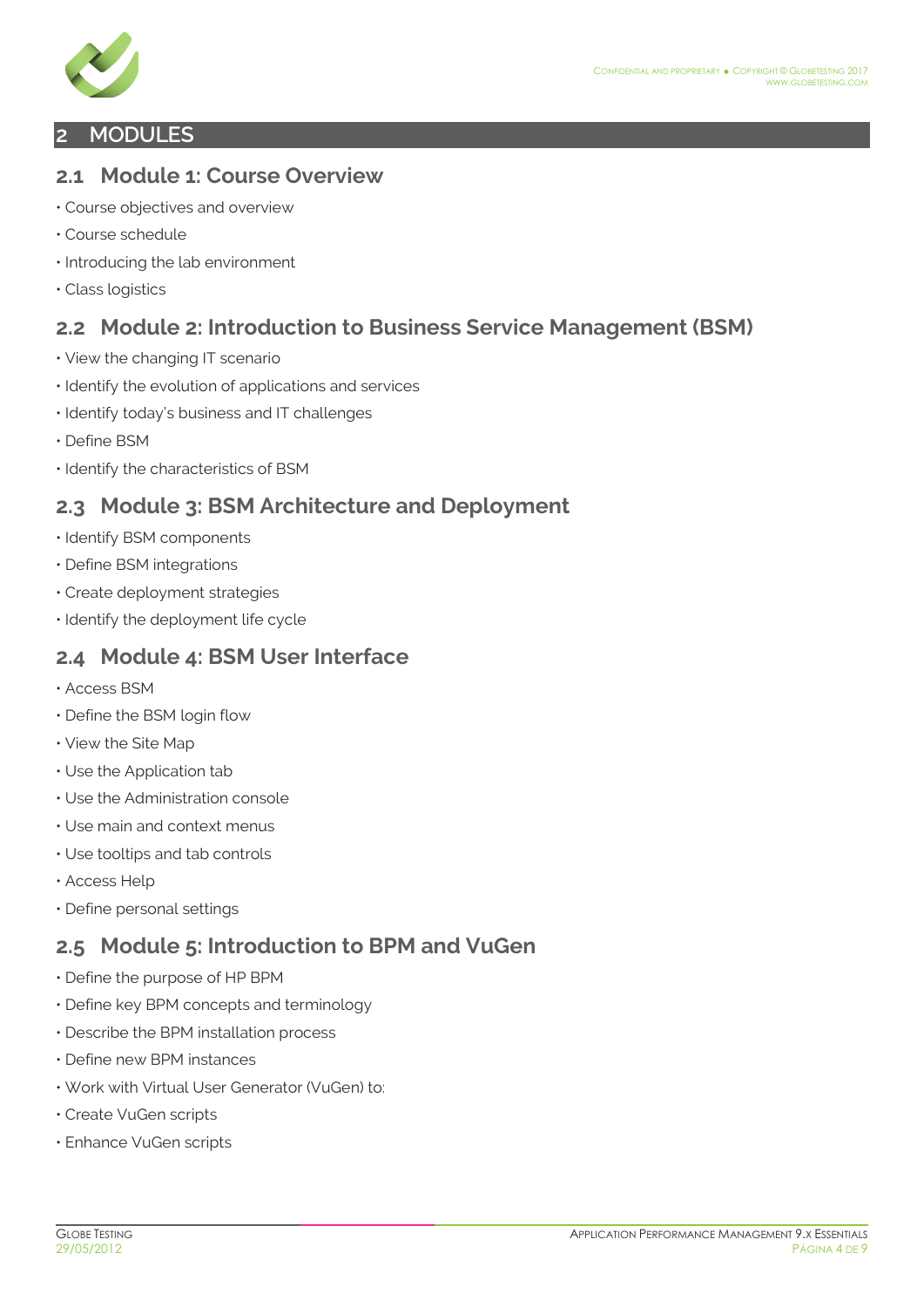# 2 MODULES

## 2.1 Module 1: Course Overview

- Course objectives and overview
- Course schedule
- Introducing the lab environment
- Class logistics

## 2.2 Module 2: Introduction to Business Service Management (BSM)

- View the changing IT scenario
- Identify the evolution of applications and services
- Identify today's business and IT challenges
- Define BSM
- Identify the characteristics of BSM

## 2.3 Module 3: BSM Architecture and Deployment

- Identify BSM components
- Define BSM integrations
- Create deployment strategies
- Identify the deployment life cycle

## 2.4 Module 4: BSM User Interface

- Access BSM
- Define the BSM login flow
- View the Site Map
- Use the Application tab
- Use the Administration console
- Use main and context menus
- Use tooltips and tab controls
- Access Help
- Define personal settings

## 2.5 Module 5: Introduction to BPM and VuGen

- Define the purpose of HP BPM
- Define key BPM concepts and terminology
- Describe the BPM installation process
- Define new BPM instances
- Work with Virtual User Generator (VuGen) to:
- Create VuGen scripts
- Enhance VuGen scripts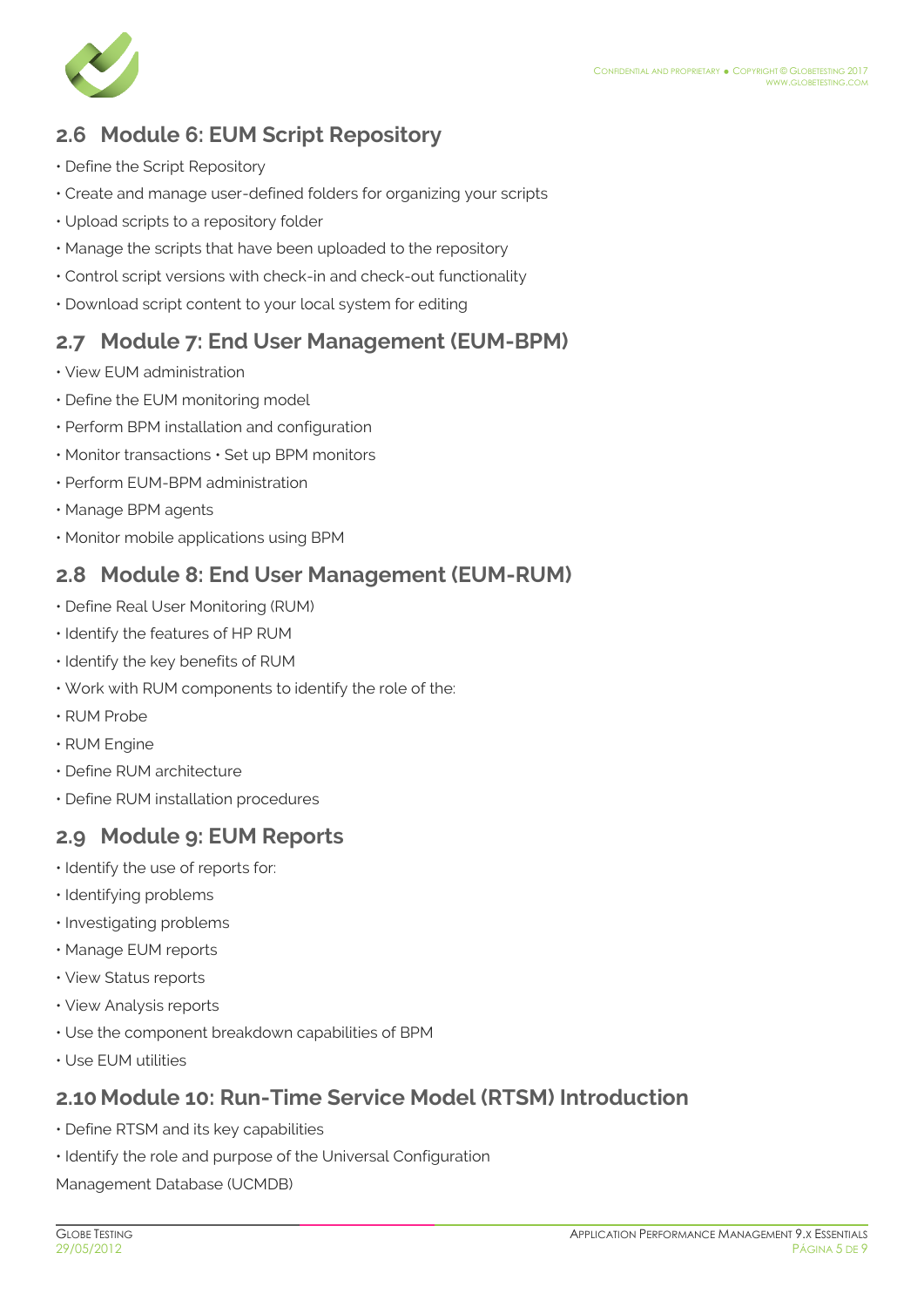## 2.6 Module 6: EUM Script Repository

- Define the Script Repository
- Create and manage user-defined folders for organizing your scripts
- Upload scripts to a repository folder
- Manage the scripts that have been uploaded to the repository
- Control script versions with check-in and check-out functionality
- Download script content to your local system for editing

## 2.7 Module 7: End User Management (EUM-BPM)

- View EUM administration
- Define the EUM monitoring model
- Perform BPM installation and configuration
- Monitor transactions • Set up BPM monitors
- Perform EUM-BPM administration
- Manage BPM agents
- Monitor mobile applications using BPM

## 2.8 Module 8: End User Management (EUM-RUM)

- Define Real User Monitoring (RUM)
- Identify the features of HP RUM
- Identify the key benefits of RUM
- Work with RUM components to identify the role of the:
- RUM Probe
- RUM Engine
- Define RUM architecture
- Define RUM installation procedures

## 2.9 Module 9: EUM Reports

- Identify the use of reports for:
- Identifying problems
- Investigating problems
- Manage EUM reports
- View Status reports
- View Analysis reports
- Use the component breakdown capabilities of BPM
- Use EUM utilities

## 2.10 Module 10: Run-Time Service Model (RTSM) Introduction

- Define RTSM and its key capabilities
- Identify the role and purpose of the Universal Configuration

Management Database (UCMDB)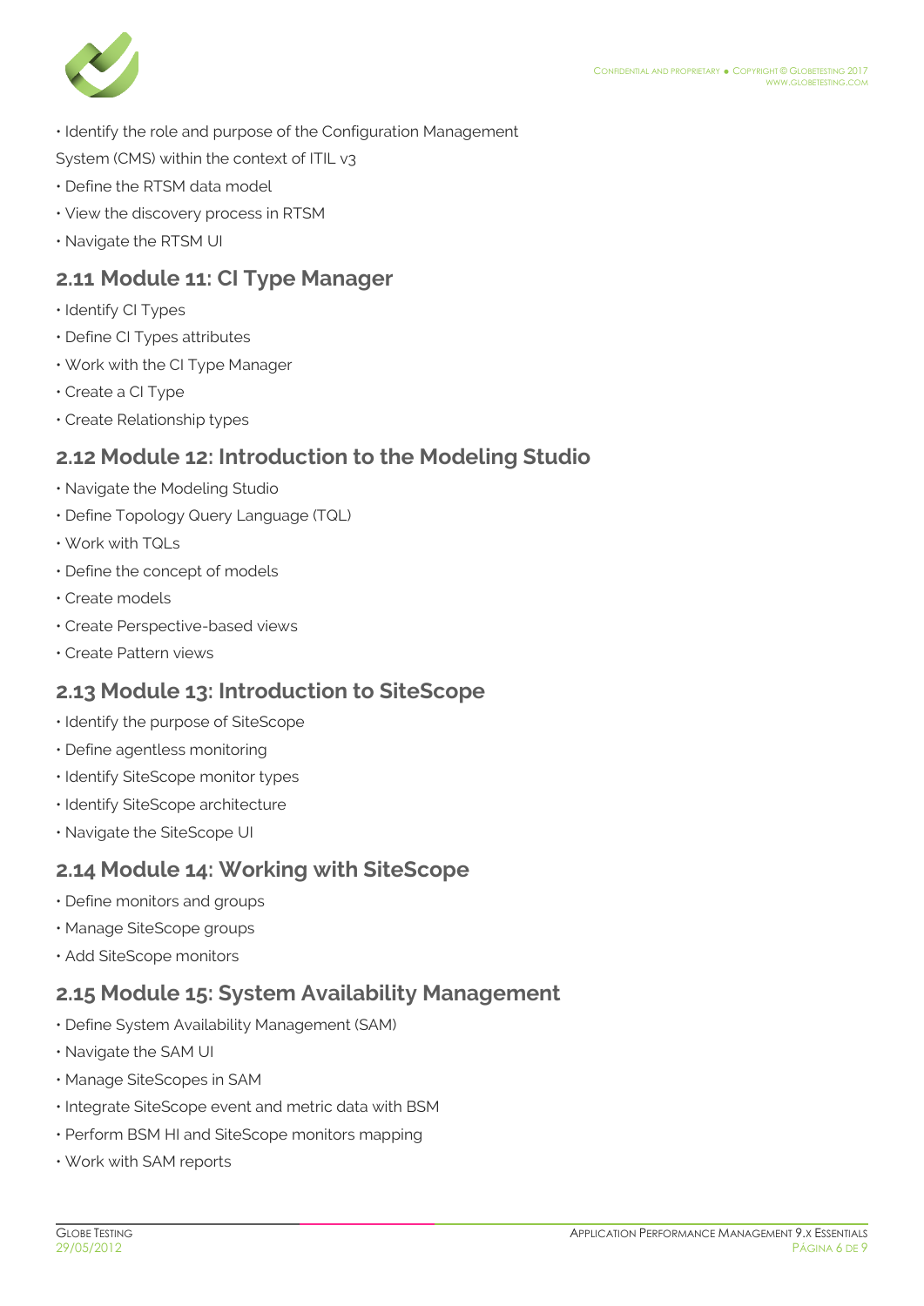• Identify the role and purpose of the Configuration Management System (CMS) within the context of ITIL v3
• Define the RTSM data model
• View the discovery process in RTSM
• Navigate the RTSM UI

## 2.11 Module 11: CI Type Manager

• Identify CI Types
• Define CI Types attributes
• Work with the CI Type Manager
• Create a CI Type
• Create Relationship types

## 2.12 Module 12: Introduction to the Modeling Studio

• Navigate the Modeling Studio
• Define Topology Query Language (TQL)
• Work with TQLs
• Define the concept of models
• Create models
• Create Perspective-based views
• Create Pattern views

## 2.13 Module 13: Introduction to SiteScope

• Identify the purpose of SiteScope
• Define agentless monitoring
• Identify SiteScope monitor types
• Identify SiteScope architecture
• Navigate the SiteScope UI

## 2.14 Module 14: Working with SiteScope

• Define monitors and groups
• Manage SiteScope groups
• Add SiteScope monitors

## 2.15 Module 15: System Availability Management

• Define System Availability Management (SAM)
• Navigate the SAM UI
• Manage SiteScopes in SAM
• Integrate SiteScope event and metric data with BSM
• Perform BSM HI and SiteScope monitors mapping
• Work with SAM reports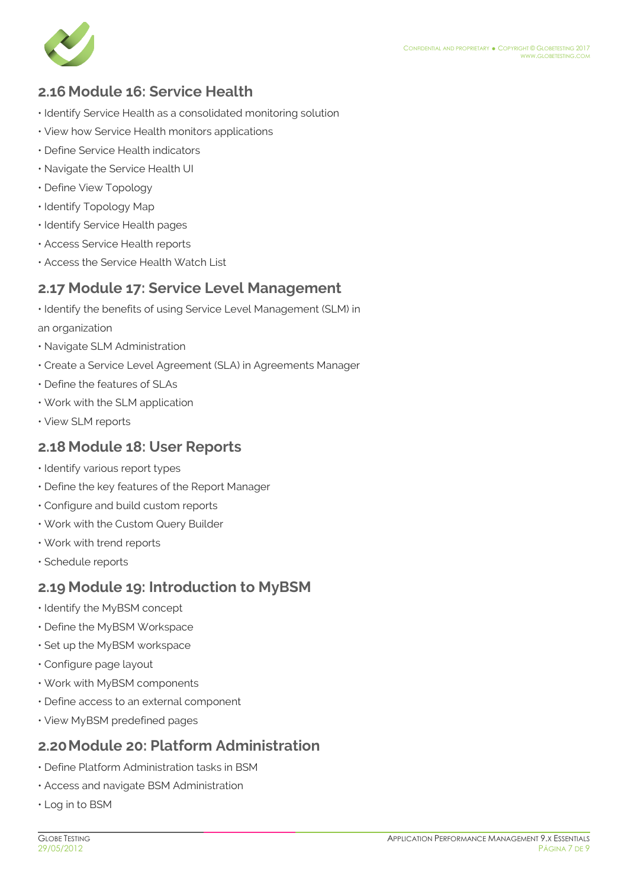## 2.16 Module 16: Service Health

- Identify Service Health as a consolidated monitoring solution
- View how Service Health monitors applications
- Define Service Health indicators
- Navigate the Service Health UI
- Define View Topology
- Identify Topology Map
- Identify Service Health pages
- Access Service Health reports
- Access the Service Health Watch List

## 2.17 Module 17: Service Level Management

- Identify the benefits of using Service Level Management (SLM) in an organization
- Navigate SLM Administration
- Create a Service Level Agreement (SLA) in Agreements Manager
- Define the features of SLAs
- Work with the SLM application
- View SLM reports

## 2.18 Module 18: User Reports

- Identify various report types
- Define the key features of the Report Manager
- Configure and build custom reports
- Work with the Custom Query Builder
- Work with trend reports
- Schedule reports

## 2.19 Module 19: Introduction to MyBSM

- Identify the MyBSM concept
- Define the MyBSM Workspace
- Set up the MyBSM workspace
- Configure page layout
- Work with MyBSM components
- Define access to an external component
- View MyBSM predefined pages

## 2.20 Module 20: Platform Administration

- Define Platform Administration tasks in BSM
- Access and navigate BSM Administration
- Log in to BSM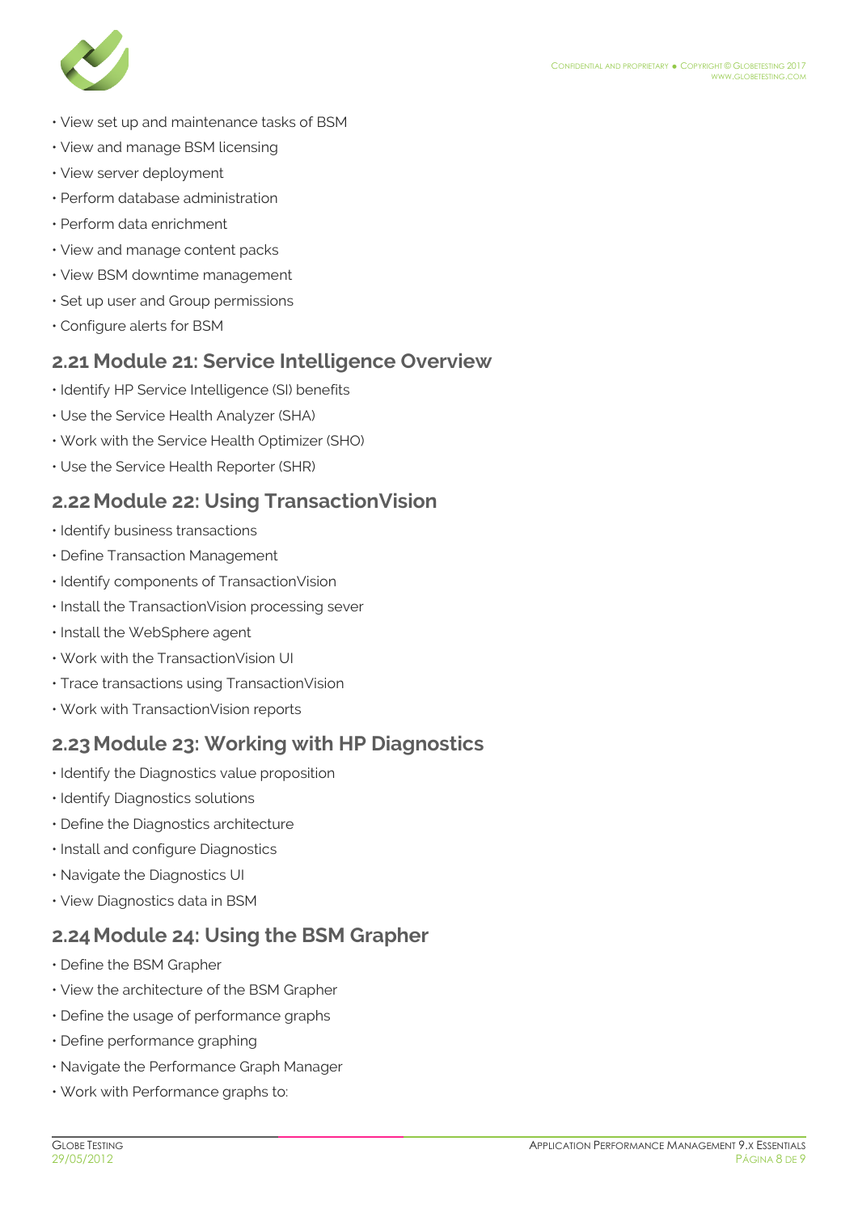- View set up and maintenance tasks of BSM
- View and manage BSM licensing
- View server deployment
- Perform database administration
- Perform data enrichment
- View and manage content packs
- View BSM downtime management
- Set up user and Group permissions
- Configure alerts for BSM

## 2.21 Module 21: Service Intelligence Overview

- Identify HP Service Intelligence (SI) benefits
- Use the Service Health Analyzer (SHA)
- Work with the Service Health Optimizer (SHO)
- Use the Service Health Reporter (SHR)

## 2.22 Module 22: Using TransactionVision

- Identify business transactions
- Define Transaction Management
- Identify components of TransactionVision
- Install the TransactionVision processing sever
- Install the WebSphere agent
- Work with the TransactionVision UI
- Trace transactions using TransactionVision
- Work with TransactionVision reports

## 2.23 Module 23: Working with HP Diagnostics

- Identify the Diagnostics value proposition
- Identify Diagnostics solutions
- Define the Diagnostics architecture
- Install and configure Diagnostics
- Navigate the Diagnostics UI
- View Diagnostics data in BSM

## 2.24 Module 24: Using the BSM Grapher

- Define the BSM Grapher
- View the architecture of the BSM Grapher
- Define the usage of performance graphs
- Define performance graphing
- Navigate the Performance Graph Manager
- Work with Performance graphs to: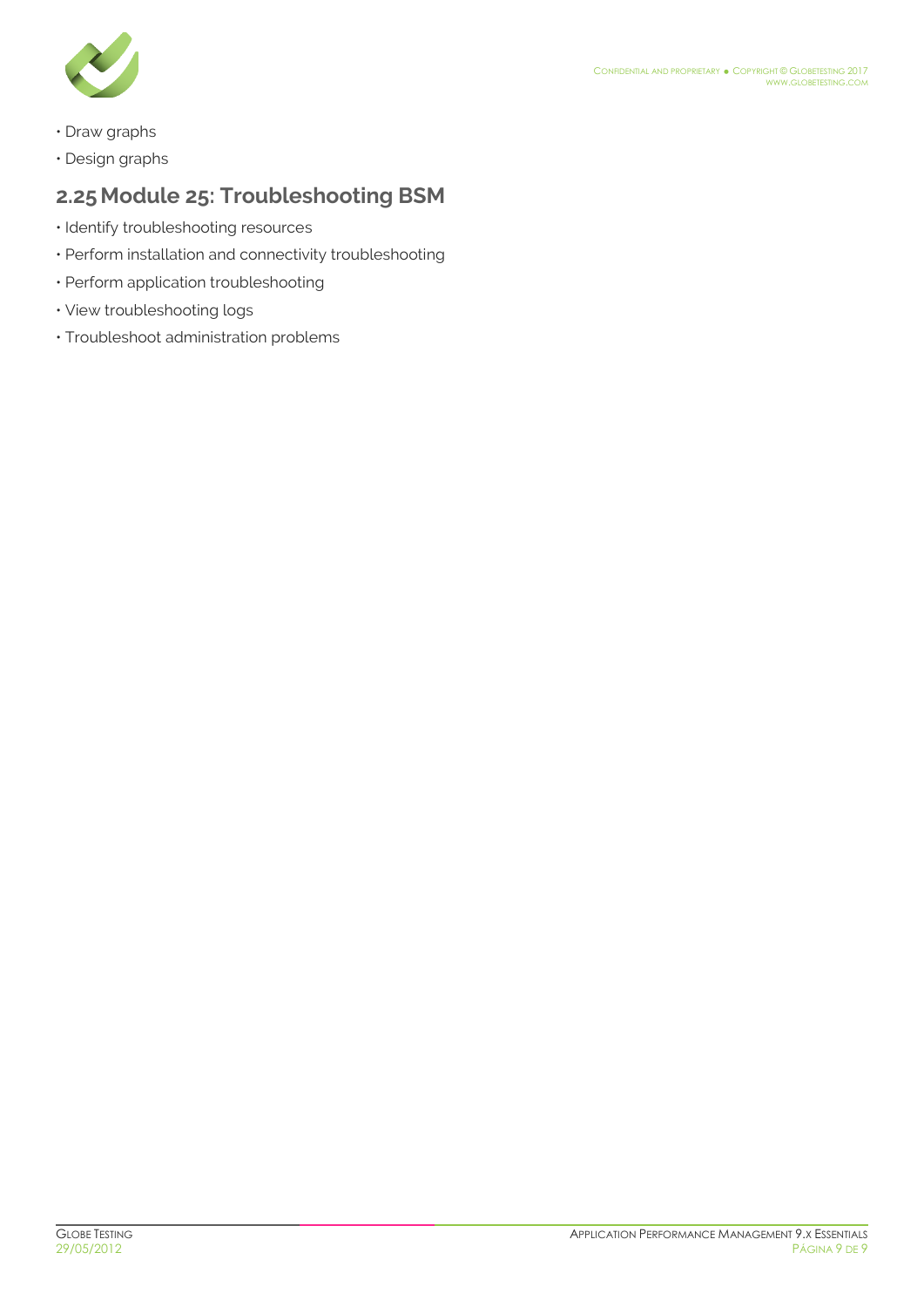- Draw graphs
- Design graphs

## 2.25 Module 25: Troubleshooting BSM

- Identify troubleshooting resources
- Perform installation and connectivity troubleshooting
- Perform application troubleshooting
- View troubleshooting logs
- Troubleshoot administration problems